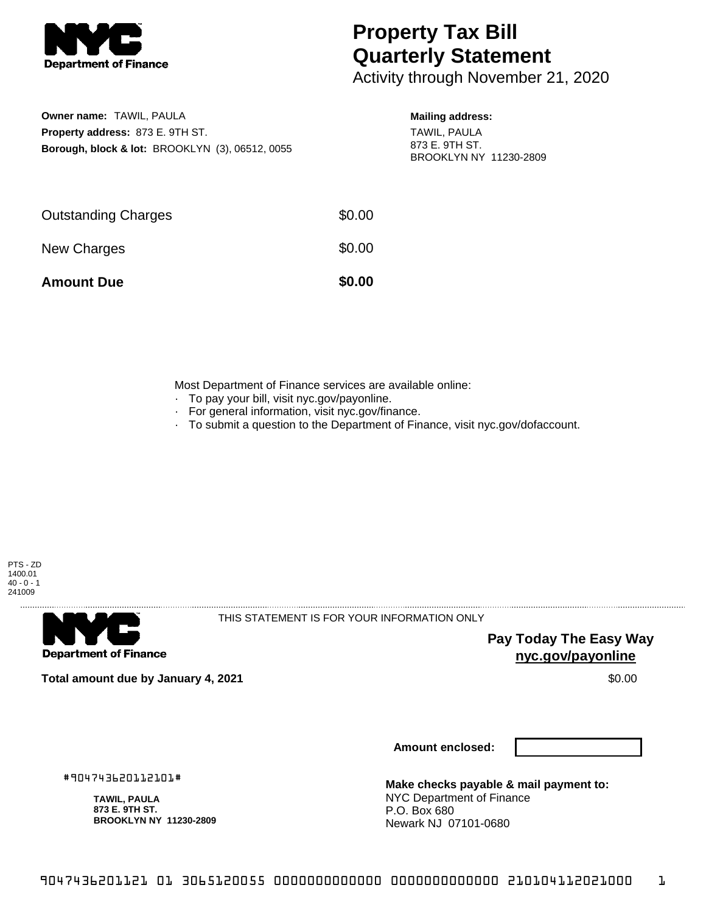**Department of Finance**

# Property Tax Bill Quarterly Statement

Activity through November 21, 2020

**Owner name:** TAWIL, PAULA
**Property address:** 873 E. 9TH ST.
**Borough, block & lot:** BROOKLYN (3), 06512, 0055

**Mailing address:**
TAWIL, PAULA
873 E. 9TH ST.
BROOKLYN NY 11230-2809

| | |
|---|---|
| Outstanding Charges | $0.00 |
| New Charges | $0.00 |
| **Amount Due** | **$0.00** |

Most Department of Finance services are available online:
- To pay your bill, visit nyc.gov/payonline.
- For general information, visit nyc.gov/finance.
- To submit a question to the Department of Finance, visit nyc.gov/dofaccount.

PTS - ZD
1400.01
40 - 0 - 1
241009

**Department of Finance**

THIS STATEMENT IS FOR YOUR INFORMATION ONLY

**Pay Today The Easy Way**
**nyc.gov/payonline**

**Total amount due by January 4, 2021** $0.00

**Amount enclosed:**

#904743620112101#

**TAWIL, PAULA**
**873 E. 9TH ST.**
**BROOKLYN NY 11230-2809**

**Make checks payable & mail payment to:**
NYC Department of Finance
P.O. Box 680
Newark NJ 07101-0680

9047436201121 01 3065120055 0000000000000 0000000000000 210104112021000 1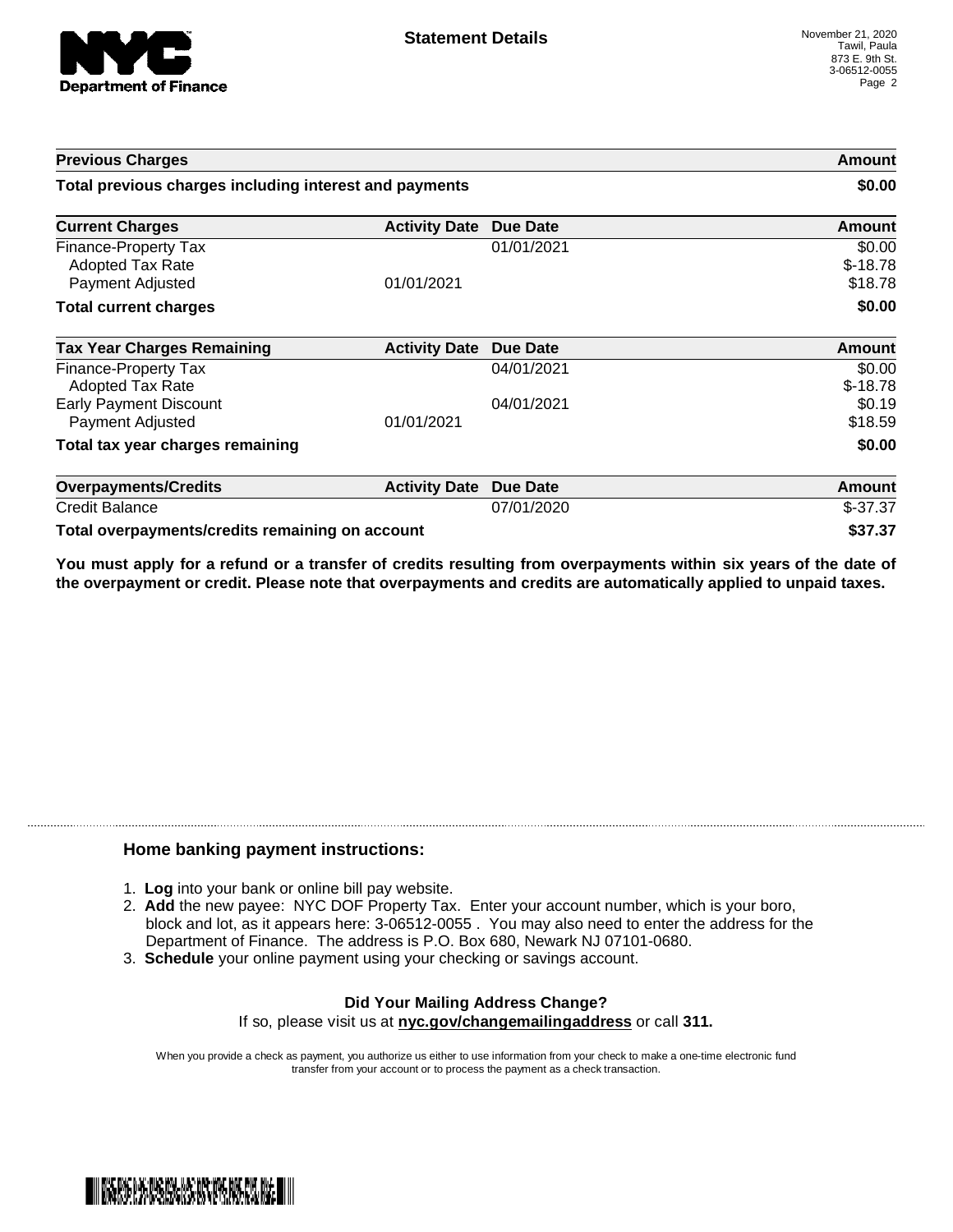**Statement Details**

November 21, 2020
Tawil, Paula
873 E. 9th St.
3-06512-0055
Page 2

| Previous Charges | | | Amount |
|---|---|---|---|
| **Total previous charges including interest and payments** | | | **$0.00** |

| Current Charges | Activity Date | Due Date | Amount |
|---|---|---|---|
| Finance-Property Tax | | 01/01/2021 | $0.00 |
| Adopted Tax Rate | | | $-18.78 |
| Payment Adjusted | 01/01/2021 | | $18.78 |
| **Total current charges** | | | **$0.00** |

| Tax Year Charges Remaining | Activity Date | Due Date | Amount |
|---|---|---|---|
| Finance-Property Tax | | 04/01/2021 | $0.00 |
| Adopted Tax Rate | | | $-18.78 |
| Early Payment Discount | | 04/01/2021 | $0.19 |
| Payment Adjusted | 01/01/2021 | | $18.59 |
| **Total tax year charges remaining** | | | **$0.00** |

| Overpayments/Credits | Activity Date | Due Date | Amount |
|---|---|---|---|
| Credit Balance | | 07/01/2020 | $-37.37 |
| **Total overpayments/credits remaining on account** | | | **$37.37** |

**You must apply for a refund or a transfer of credits resulting from overpayments within six years of the date of the overpayment or credit. Please note that overpayments and credits are automatically applied to unpaid taxes.**

### Home banking payment instructions:

1. **Log** into your bank or online bill pay website.
2. **Add** the new payee: NYC DOF Property Tax. Enter your account number, which is your boro, block and lot, as it appears here: 3-06512-0055 . You may also need to enter the address for the Department of Finance. The address is P.O. Box 680, Newark NJ 07101-0680.
3. **Schedule** your online payment using your checking or savings account.

**Did Your Mailing Address Change?**
If so, please visit us at **nyc.gov/changemailingaddress** or call **311.**

When you provide a check as payment, you authorize us either to use information from your check to make a one-time electronic fund transfer from your account or to process the payment as a check transaction.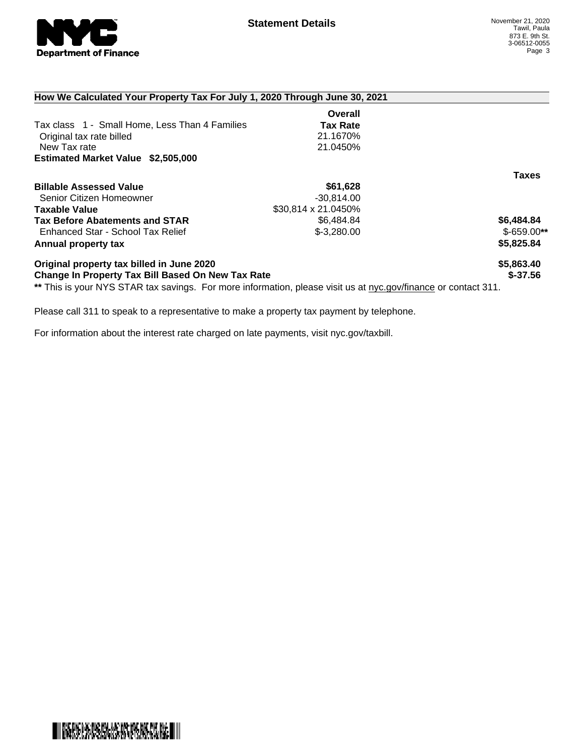## Statement Details

November 21, 2020
Tawil, Paula
873 E. 9th St.
3-06512-0055

### How We Calculated Your Property Tax For July 1, 2020 Through June 30, 2021

| | Overall Tax Rate | Taxes |
|---|---|---|
| Tax class 1 - Small Home, Less Than 4 Families | | |
| Original tax rate billed | 21.1670% | |
| New Tax rate | 21.0450% | |
| **Estimated Market Value $2,505,000** | | |
| **Billable Assessed Value** | **$61,628** | |
| Senior Citizen Homeowner | -30,814.00 | |
| **Taxable Value** | $30,814 x 21.0450% | |
| **Tax Before Abatements and STAR** | $6,484.84 | **$6,484.84** |
| Enhanced Star - School Tax Relief | $-3,280.00 | $-659.00** |
| **Annual property tax** | | **$5,825.84** |
| **Original property tax billed in June 2020** | | **$5,863.40** |
| **Change In Property Tax Bill Based On New Tax Rate** | | **$-37.56** |

** This is your NYS STAR tax savings. For more information, please visit us at nyc.gov/finance or contact 311.

Please call 311 to speak to a representative to make a property tax payment by telephone.

For information about the interest rate charged on late payments, visit nyc.gov/taxbill.